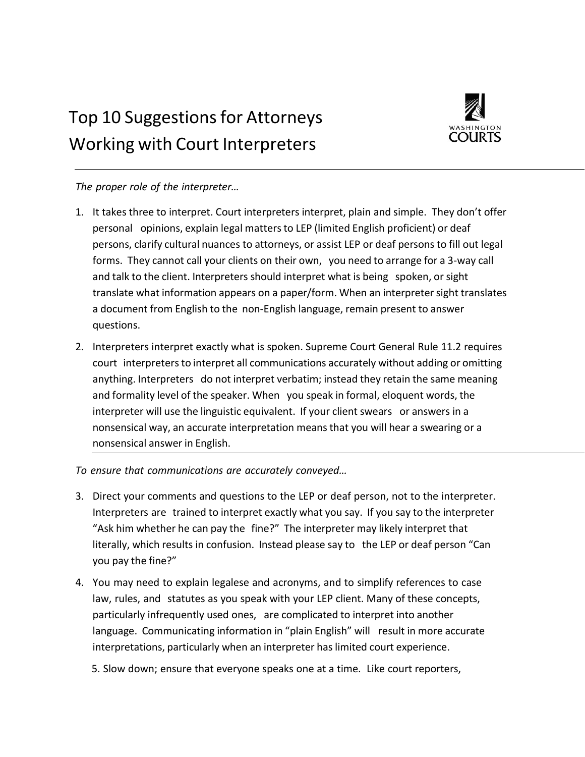# Top 10 Suggestions for Attorneys Working with Court Interpreters

*The proper role of the interpreter…*

1. It takes three to interpret. Court interpreters interpret, plain and simple. They don't offer personal opinions, explain legal matters to LEP (limited English proficient) or deaf persons, clarify cultural nuances to attorneys, or assist LEP or deaf persons to fill out legal forms. They cannot call your clients on their own, you need to arrange for a 3-way call and talk to the client. Interpreters should interpret what is being spoken, or sight translate what information appears on a paper/form. When an interpreter sight translates a document from English to the non-English language, remain present to answer questions.
2. Interpreters interpret exactly what is spoken. Supreme Court General Rule 11.2 requires court interpreters to interpret all communications accurately without adding or omitting anything. Interpreters do not interpret verbatim; instead they retain the same meaning and formality level of the speaker. When you speak in formal, eloquent words, the interpreter will use the linguistic equivalent. If your client swears or answers in a nonsensical way, an accurate interpretation means that you will hear a swearing or a nonsensical answer in English.

*To ensure that communications are accurately conveyed…*

3. Direct your comments and questions to the LEP or deaf person, not to the interpreter. Interpreters are trained to interpret exactly what you say. If you say to the interpreter "Ask him whether he can pay the fine?" The interpreter may likely interpret that literally, which results in confusion. Instead please say to the LEP or deaf person "Can you pay the fine?"
4. You may need to explain legalese and acronyms, and to simplify references to case law, rules, and statutes as you speak with your LEP client. Many of these concepts, particularly infrequently used ones, are complicated to interpret into another language. Communicating information in "plain English" will result in more accurate interpretations, particularly when an interpreter has limited court experience.
5. Slow down; ensure that everyone speaks one at a time. Like court reporters,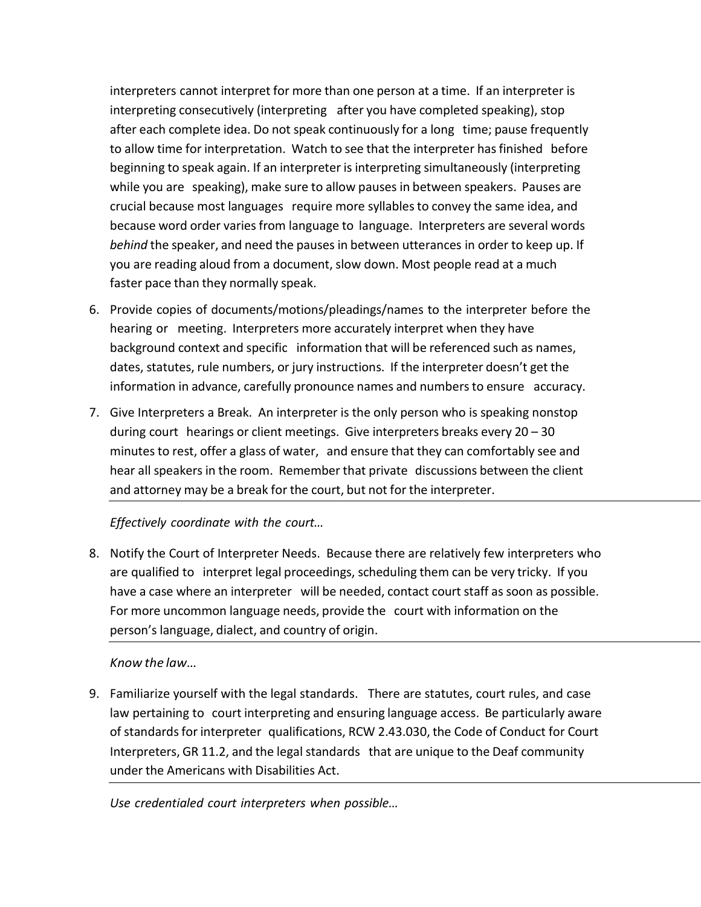interpreters cannot interpret for more than one person at a time. If an interpreter is interpreting consecutively (interpreting after you have completed speaking), stop after each complete idea. Do not speak continuously for a long time; pause frequently to allow time for interpretation. Watch to see that the interpreter has finished before beginning to speak again. If an interpreter is interpreting simultaneously (interpreting while you are speaking), make sure to allow pauses in between speakers. Pauses are crucial because most languages require more syllables to convey the same idea, and because word order varies from language to language. Interpreters are several words *behind* the speaker, and need the pauses in between utterances in order to keep up. If you are reading aloud from a document, slow down. Most people read at a much faster pace than they normally speak.

6. Provide copies of documents/motions/pleadings/names to the interpreter before the hearing or meeting. Interpreters more accurately interpret when they have background context and specific information that will be referenced such as names, dates, statutes, rule numbers, or jury instructions. If the interpreter doesn't get the information in advance, carefully pronounce names and numbers to ensure accuracy.
7. Give Interpreters a Break. An interpreter is the only person who is speaking nonstop during court hearings or client meetings. Give interpreters breaks every 20 – 30 minutes to rest, offer a glass of water, and ensure that they can comfortably see and hear all speakers in the room. Remember that private discussions between the client and attorney may be a break for the court, but not for the interpreter.

---

*Effectively coordinate with the court…*

8. Notify the Court of Interpreter Needs. Because there are relatively few interpreters who are qualified to interpret legal proceedings, scheduling them can be very tricky. If you have a case where an interpreter will be needed, contact court staff as soon as possible. For more uncommon language needs, provide the court with information on the person's language, dialect, and country of origin.

---

*Know the law…*

9. Familiarize yourself with the legal standards. There are statutes, court rules, and case law pertaining to court interpreting and ensuring language access. Be particularly aware of standards for interpreter qualifications, RCW 2.43.030, the Code of Conduct for Court Interpreters, GR 11.2, and the legal standards that are unique to the Deaf community under the Americans with Disabilities Act.

---

*Use credentialed court interpreters when possible…*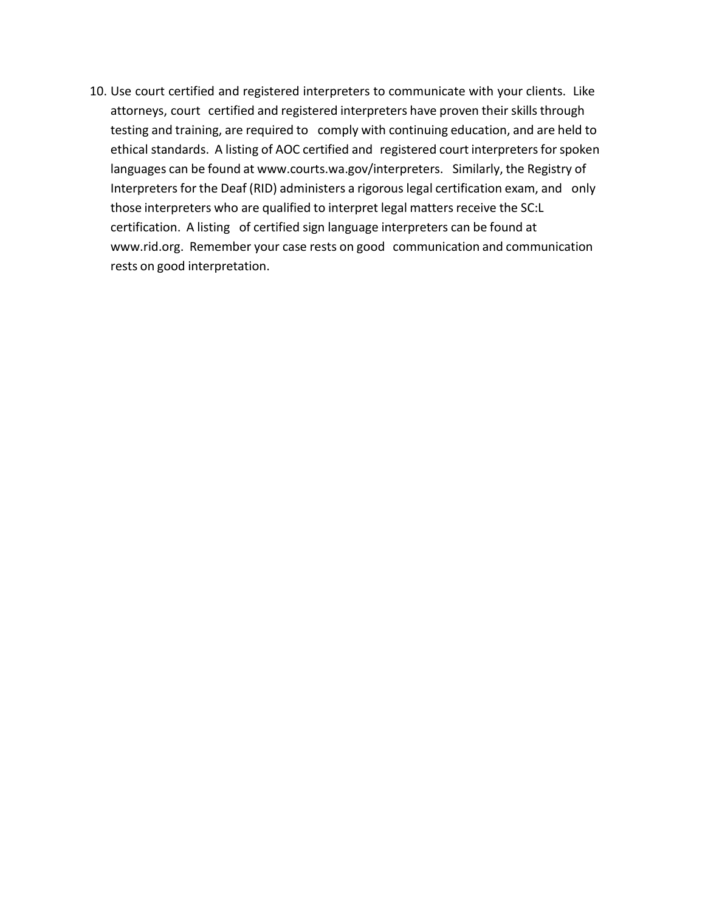10. Use court certified and registered interpreters to communicate with your clients. Like attorneys, court certified and registered interpreters have proven their skills through testing and training, are required to comply with continuing education, and are held to ethical standards. A listing of AOC certified and registered court interpreters for spoken languages can be found at www.courts.wa.gov/interpreters. Similarly, the Registry of Interpreters for the Deaf (RID) administers a rigorous legal certification exam, and only those interpreters who are qualified to interpret legal matters receive the SC:L certification. A listing of certified sign language interpreters can be found at www.rid.org. Remember your case rests on good communication and communication rests on good interpretation.